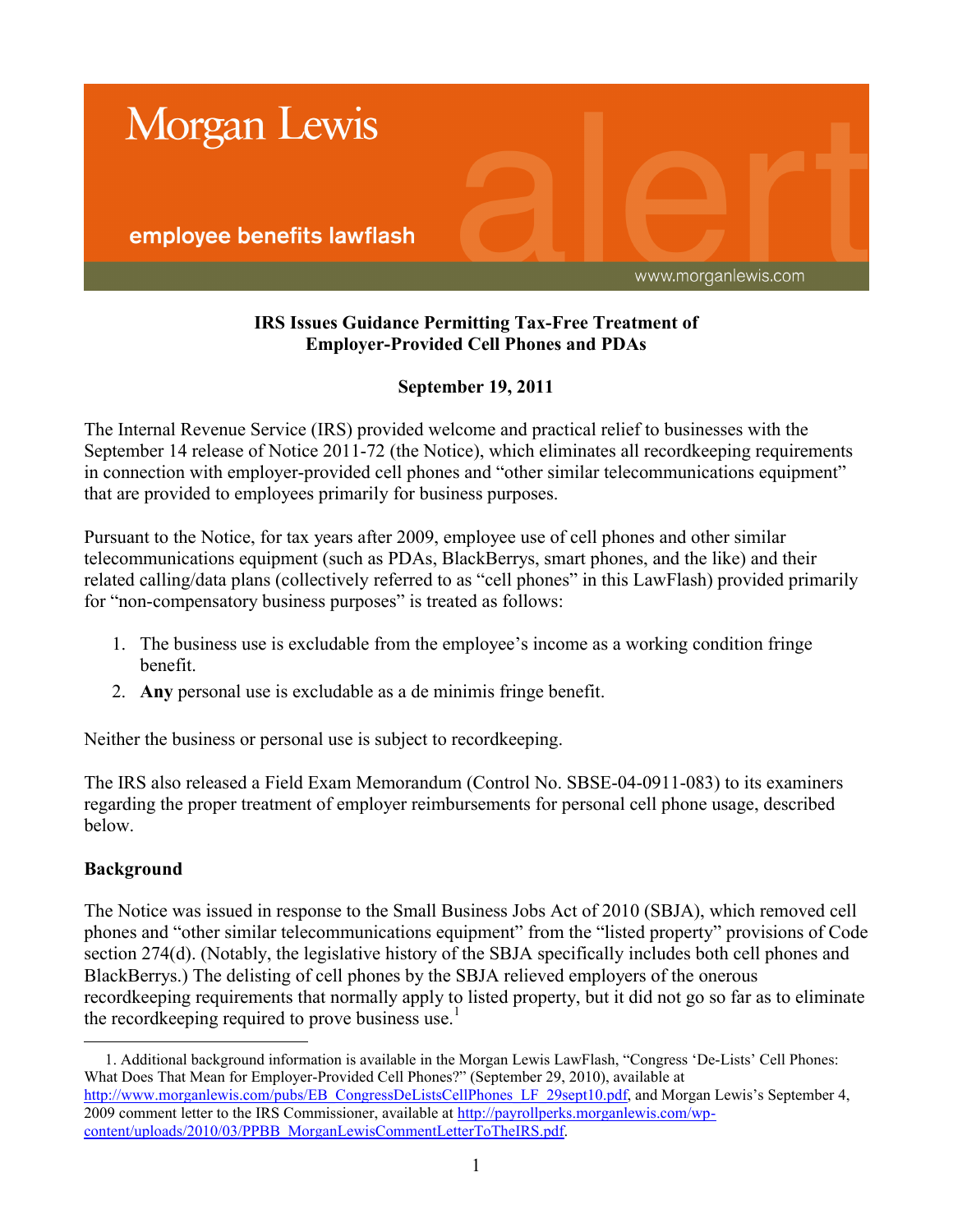Morgan Lewis

employee benefits lawflash

www.morganlewis.com

**IRS Issues Guidance Permitting Tax-Free Treatment of Employer-Provided Cell Phones and PDAs**

**September 19, 2011**

The Internal Revenue Service (IRS) provided welcome and practical relief to businesses with the September 14 release of Notice 2011-72 (the Notice), which eliminates all recordkeeping requirements in connection with employer-provided cell phones and "other similar telecommunications equipment" that are provided to employees primarily for business purposes.

Pursuant to the Notice, for tax years after 2009, employee use of cell phones and other similar telecommunications equipment (such as PDAs, BlackBerrys, smart phones, and the like) and their related calling/data plans (collectively referred to as "cell phones" in this LawFlash) provided primarily for "non-compensatory business purposes" is treated as follows:

1. The business use is excludable from the employee's income as a working condition fringe benefit.
2. **Any** personal use is excludable as a de minimis fringe benefit.

Neither the business or personal use is subject to recordkeeping.

The IRS also released a Field Exam Memorandum (Control No. SBSE-04-0911-083) to its examiners regarding the proper treatment of employer reimbursements for personal cell phone usage, described below.

**Background**

The Notice was issued in response to the Small Business Jobs Act of 2010 (SBJA), which removed cell phones and "other similar telecommunications equipment" from the "listed property" provisions of Code section 274(d). (Notably, the legislative history of the SBJA specifically includes both cell phones and BlackBerrys.) The delisting of cell phones by the SBJA relieved employers of the onerous recordkeeping requirements that normally apply to listed property, but it did not go so far as to eliminate the recordkeeping required to prove business use.[1]

1. Additional background information is available in the Morgan Lewis LawFlash, "Congress 'De-Lists' Cell Phones: What Does That Mean for Employer-Provided Cell Phones?" (September 29, 2010), available at http://www.morganlewis.com/pubs/EB_CongressDeListsCellPhones_LF_29sept10.pdf, and Morgan Lewis's September 4, 2009 comment letter to the IRS Commissioner, available at http://payrollperks.morganlewis.com/wp-content/uploads/2010/03/PPBB_MorganLewisCommentLetterToTheIRS.pdf.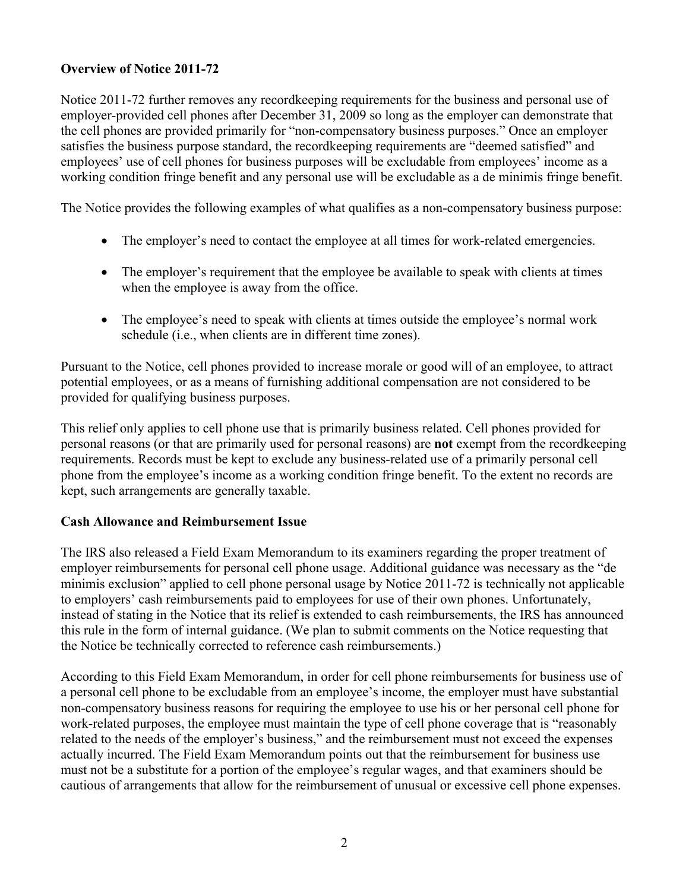**Overview of Notice 2011-72**

Notice 2011-72 further removes any recordkeeping requirements for the business and personal use of employer-provided cell phones after December 31, 2009 so long as the employer can demonstrate that the cell phones are provided primarily for "non-compensatory business purposes." Once an employer satisfies the business purpose standard, the recordkeeping requirements are "deemed satisfied" and employees' use of cell phones for business purposes will be excludable from employees' income as a working condition fringe benefit and any personal use will be excludable as a de minimis fringe benefit.

The Notice provides the following examples of what qualifies as a non-compensatory business purpose:

- The employer's need to contact the employee at all times for work-related emergencies.
- The employer's requirement that the employee be available to speak with clients at times when the employee is away from the office.
- The employee's need to speak with clients at times outside the employee's normal work schedule (i.e., when clients are in different time zones).

Pursuant to the Notice, cell phones provided to increase morale or good will of an employee, to attract potential employees, or as a means of furnishing additional compensation are not considered to be provided for qualifying business purposes.

This relief only applies to cell phone use that is primarily business related. Cell phones provided for personal reasons (or that are primarily used for personal reasons) are **not** exempt from the recordkeeping requirements. Records must be kept to exclude any business-related use of a primarily personal cell phone from the employee's income as a working condition fringe benefit. To the extent no records are kept, such arrangements are generally taxable.

**Cash Allowance and Reimbursement Issue**

The IRS also released a Field Exam Memorandum to its examiners regarding the proper treatment of employer reimbursements for personal cell phone usage. Additional guidance was necessary as the "de minimis exclusion" applied to cell phone personal usage by Notice 2011-72 is technically not applicable to employers' cash reimbursements paid to employees for use of their own phones. Unfortunately, instead of stating in the Notice that its relief is extended to cash reimbursements, the IRS has announced this rule in the form of internal guidance. (We plan to submit comments on the Notice requesting that the Notice be technically corrected to reference cash reimbursements.)

According to this Field Exam Memorandum, in order for cell phone reimbursements for business use of a personal cell phone to be excludable from an employee's income, the employer must have substantial non-compensatory business reasons for requiring the employee to use his or her personal cell phone for work-related purposes, the employee must maintain the type of cell phone coverage that is "reasonably related to the needs of the employer's business," and the reimbursement must not exceed the expenses actually incurred. The Field Exam Memorandum points out that the reimbursement for business use must not be a substitute for a portion of the employee's regular wages, and that examiners should be cautious of arrangements that allow for the reimbursement of unusual or excessive cell phone expenses.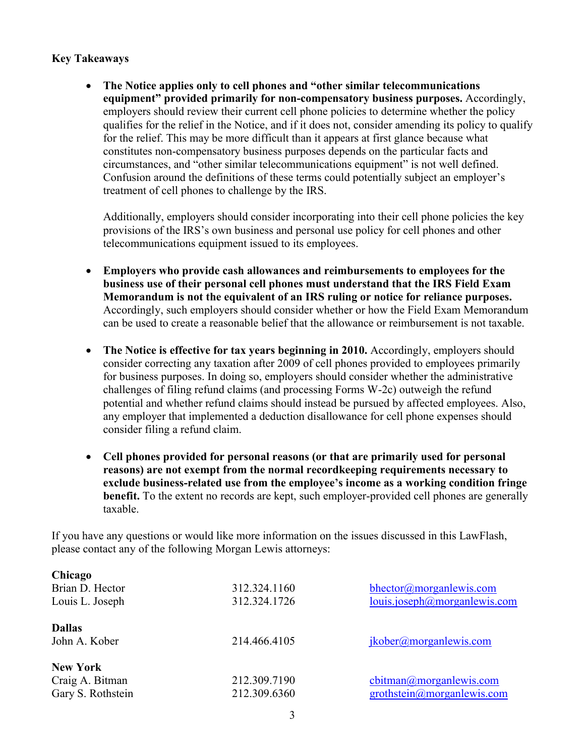**Key Takeaways**

- **The Notice applies only to cell phones and "other similar telecommunications equipment" provided primarily for non-compensatory business purposes.** Accordingly, employers should review their current cell phone policies to determine whether the policy qualifies for the relief in the Notice, and if it does not, consider amending its policy to qualify for the relief. This may be more difficult than it appears at first glance because what constitutes non-compensatory business purposes depends on the particular facts and circumstances, and "other similar telecommunications equipment" is not well defined. Confusion around the definitions of these terms could potentially subject an employer's treatment of cell phones to challenge by the IRS.

  Additionally, employers should consider incorporating into their cell phone policies the key provisions of the IRS's own business and personal use policy for cell phones and other telecommunications equipment issued to its employees.

- **Employers who provide cash allowances and reimbursements to employees for the business use of their personal cell phones must understand that the IRS Field Exam Memorandum is not the equivalent of an IRS ruling or notice for reliance purposes.** Accordingly, such employers should consider whether or how the Field Exam Memorandum can be used to create a reasonable belief that the allowance or reimbursement is not taxable.

- **The Notice is effective for tax years beginning in 2010.** Accordingly, employers should consider correcting any taxation after 2009 of cell phones provided to employees primarily for business purposes. In doing so, employers should consider whether the administrative challenges of filing refund claims (and processing Forms W-2c) outweigh the refund potential and whether refund claims should instead be pursued by affected employees. Also, any employer that implemented a deduction disallowance for cell phone expenses should consider filing a refund claim.

- **Cell phones provided for personal reasons (or that are primarily used for personal reasons) are not exempt from the normal recordkeeping requirements necessary to exclude business-related use from the employee's income as a working condition fringe benefit.** To the extent no records are kept, such employer-provided cell phones are generally taxable.

If you have any questions or would like more information on the issues discussed in this LawFlash, please contact any of the following Morgan Lewis attorneys:

| | | |
|---|---|---|
| **Chicago** | | |
| Brian D. Hector | 312.324.1160 | bhector@morganlewis.com |
| Louis L. Joseph | 312.324.1726 | louis.joseph@morganlewis.com |
| **Dallas** | | |
| John A. Kober | 214.466.4105 | jkober@morganlewis.com |
| **New York** | | |
| Craig A. Bitman | 212.309.7190 | cbitman@morganlewis.com |
| Gary S. Rothstein | 212.309.6360 | grothstein@morganlewis.com |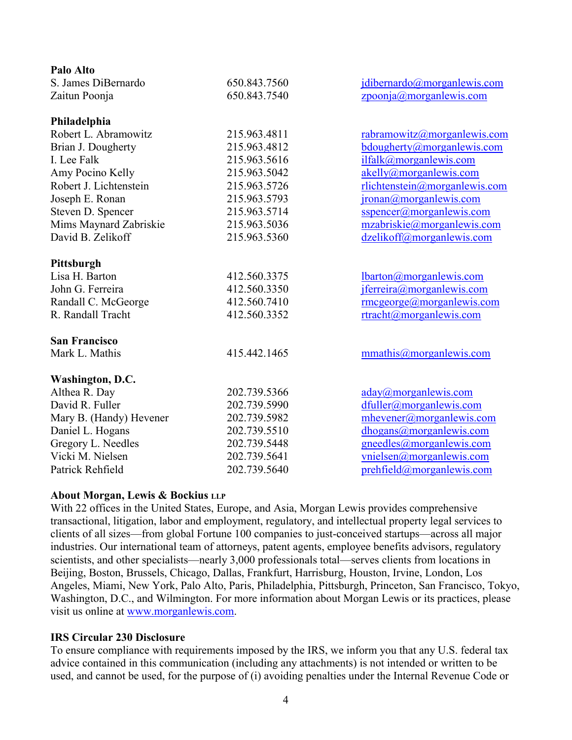| | | |
|---|---|---|
| **Palo Alto** | | |
| S. James DiBernardo | 650.843.7560 | jdibernardo@morganlewis.com |
| Zaitun Poonja | 650.843.7540 | zpoonja@morganlewis.com |
| | | |
| **Philadelphia** | | |
| Robert L. Abramowitz | 215.963.4811 | rabramowitz@morganlewis.com |
| Brian J. Dougherty | 215.963.4812 | bdougherty@morganlewis.com |
| I. Lee Falk | 215.963.5616 | ilfalk@morganlewis.com |
| Amy Pocino Kelly | 215.963.5042 | akelly@morganlewis.com |
| Robert J. Lichtenstein | 215.963.5726 | rlichtenstein@morganlewis.com |
| Joseph E. Ronan | 215.963.5793 | jronan@morganlewis.com |
| Steven D. Spencer | 215.963.5714 | sspencer@morganlewis.com |
| Mims Maynard Zabriskie | 215.963.5036 | mzabriskie@morganlewis.com |
| David B. Zelikoff | 215.963.5360 | dzelikoff@morganlewis.com |
| | | |
| **Pittsburgh** | | |
| Lisa H. Barton | 412.560.3375 | lbarton@morganlewis.com |
| John G. Ferreira | 412.560.3350 | jferreira@morganlewis.com |
| Randall C. McGeorge | 412.560.7410 | rmcgeorge@morganlewis.com |
| R. Randall Tracht | 412.560.3352 | rtracht@morganlewis.com |
| | | |
| **San Francisco** | | |
| Mark L. Mathis | 415.442.1465 | mmathis@morganlewis.com |
| | | |
| **Washington, D.C.** | | |
| Althea R. Day | 202.739.5366 | aday@morganlewis.com |
| David R. Fuller | 202.739.5990 | dfuller@morganlewis.com |
| Mary B. (Handy) Hevener | 202.739.5982 | mhevener@morganlewis.com |
| Daniel L. Hogans | 202.739.5510 | dhogans@morganlewis.com |
| Gregory L. Needles | 202.739.5448 | gneedles@morganlewis.com |
| Vicki M. Nielsen | 202.739.5641 | vnielsen@morganlewis.com |
| Patrick Rehfield | 202.739.5640 | prehfield@morganlewis.com |

**About Morgan, Lewis & Bockius LLP**

With 22 offices in the United States, Europe, and Asia, Morgan Lewis provides comprehensive transactional, litigation, labor and employment, regulatory, and intellectual property legal services to clients of all sizes—from global Fortune 100 companies to just-conceived startups—across all major industries. Our international team of attorneys, patent agents, employee benefits advisors, regulatory scientists, and other specialists—nearly 3,000 professionals total—serves clients from locations in Beijing, Boston, Brussels, Chicago, Dallas, Frankfurt, Harrisburg, Houston, Irvine, London, Los Angeles, Miami, New York, Palo Alto, Paris, Philadelphia, Pittsburgh, Princeton, San Francisco, Tokyo, Washington, D.C., and Wilmington. For more information about Morgan Lewis or its practices, please visit us online at www.morganlewis.com.

**IRS Circular 230 Disclosure**

To ensure compliance with requirements imposed by the IRS, we inform you that any U.S. federal tax advice contained in this communication (including any attachments) is not intended or written to be used, and cannot be used, for the purpose of (i) avoiding penalties under the Internal Revenue Code or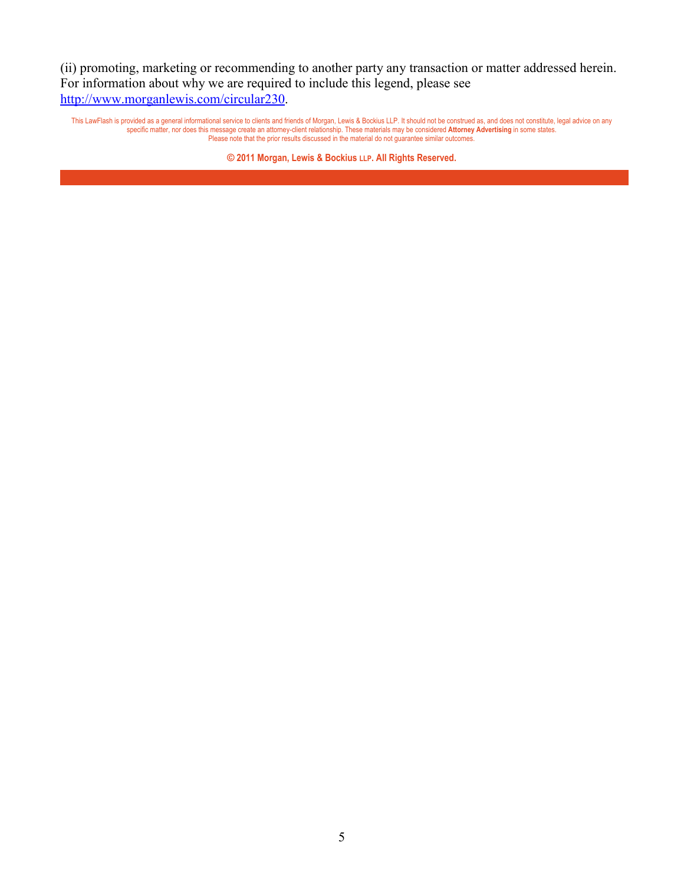(ii) promoting, marketing or recommending to another party any transaction or matter addressed herein. For information about why we are required to include this legend, please see http://www.morganlewis.com/circular230.

This LawFlash is provided as a general informational service to clients and friends of Morgan, Lewis & Bockius LLP. It should not be construed as, and does not constitute, legal advice on any specific matter, nor does this message create an attorney-client relationship. These materials may be considered **Attorney Advertising** in some states. Please note that the prior results discussed in the material do not guarantee similar outcomes.

**© 2011 Morgan, Lewis & Bockius LLP. All Rights Reserved.**